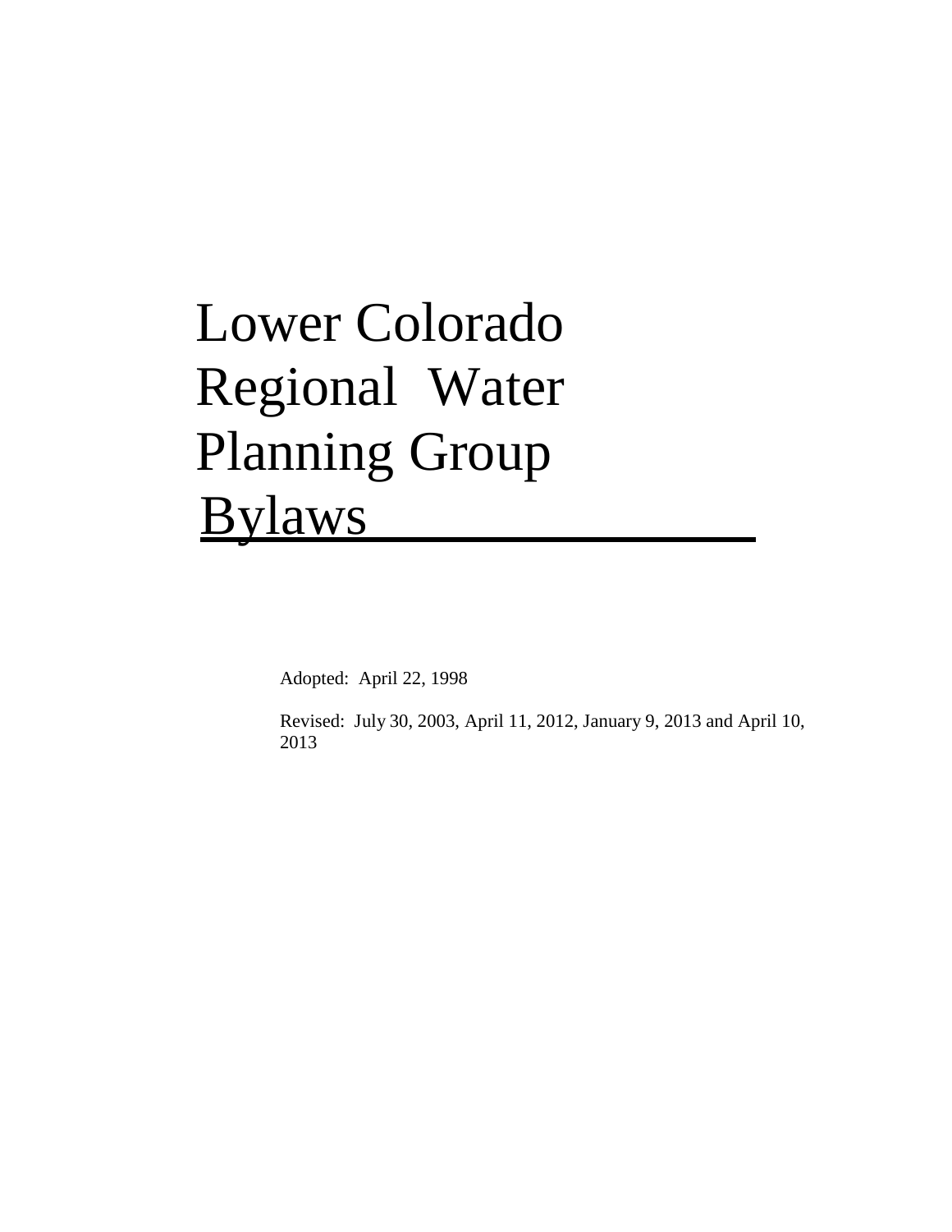# Lower Colorado Regional Water Planning Group Bylaws

Adopted: April 22, 1998

Revised: July 30, 2003, April 11, 2012, January 9, 2013 and April 10, 2013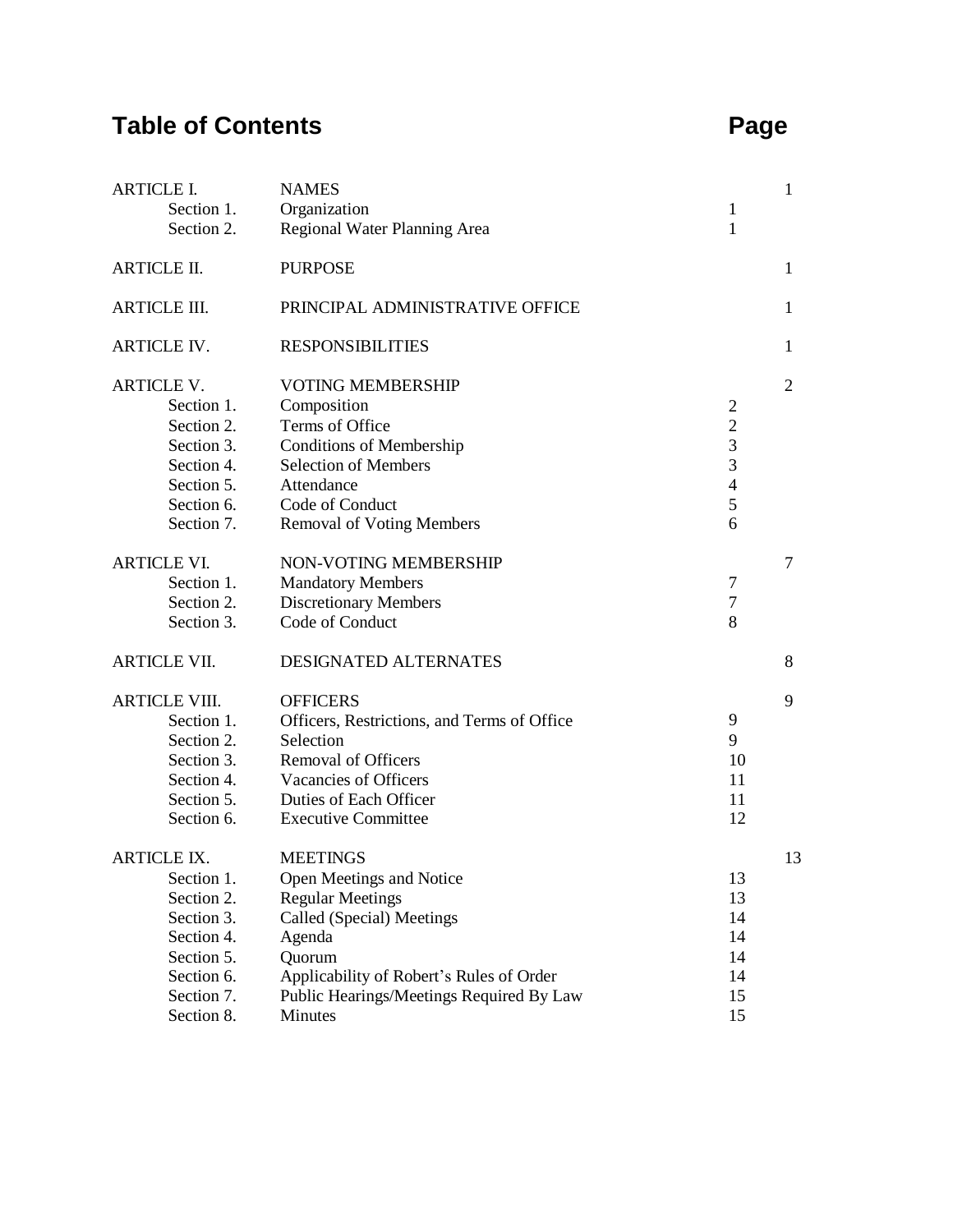# Table of Contents

| | | Section Page | Page |
|---|---|---|---|
| ARTICLE I. | NAMES | | 1 |
| Section 1. | Organization | 1 | |
| Section 2. | Regional Water Planning Area | 1 | |
| ARTICLE II. | PURPOSE | | 1 |
| ARTICLE III. | PRINCIPAL ADMINISTRATIVE OFFICE | | 1 |
| ARTICLE IV. | RESPONSIBILITIES | | 1 |
| ARTICLE V. | VOTING MEMBERSHIP | | 2 |
| Section 1. | Composition | 2 | |
| Section 2. | Terms of Office | 2 | |
| Section 3. | Conditions of Membership | 3 | |
| Section 4. | Selection of Members | 3 | |
| Section 5. | Attendance | 4 | |
| Section 6. | Code of Conduct | 5 | |
| Section 7. | Removal of Voting Members | 6 | |
| ARTICLE VI. | NON-VOTING MEMBERSHIP | | 7 |
| Section 1. | Mandatory Members | 7 | |
| Section 2. | Discretionary Members | 7 | |
| Section 3. | Code of Conduct | 8 | |
| ARTICLE VII. | DESIGNATED ALTERNATES | | 8 |
| ARTICLE VIII. | OFFICERS | | 9 |
| Section 1. | Officers, Restrictions, and Terms of Office | 9 | |
| Section 2. | Selection | 9 | |
| Section 3. | Removal of Officers | 10 | |
| Section 4. | Vacancies of Officers | 11 | |
| Section 5. | Duties of Each Officer | 11 | |
| Section 6. | Executive Committee | 12 | |
| ARTICLE IX. | MEETINGS | | 13 |
| Section 1. | Open Meetings and Notice | 13 | |
| Section 2. | Regular Meetings | 13 | |
| Section 3. | Called (Special) Meetings | 14 | |
| Section 4. | Agenda | 14 | |
| Section 5. | Quorum | 14 | |
| Section 6. | Applicability of Robert's Rules of Order | 14 | |
| Section 7. | Public Hearings/Meetings Required By Law | 15 | |
| Section 8. | Minutes | 15 | |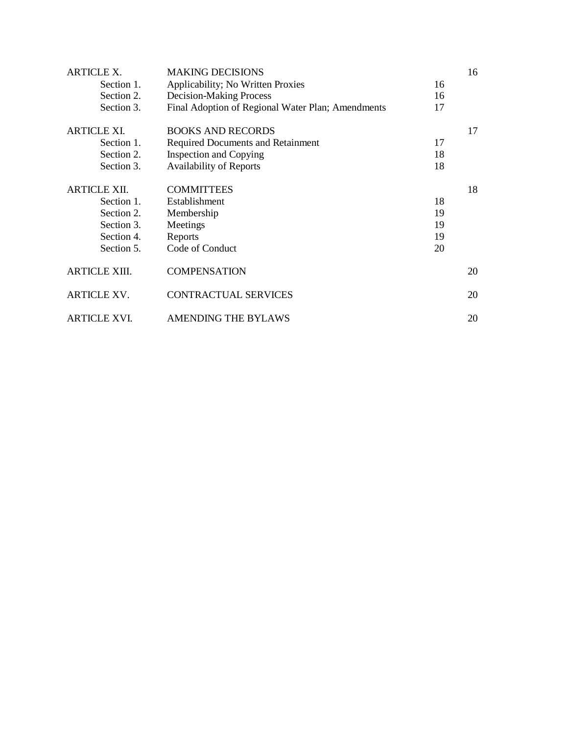| | | | |
|---|---|---|---|
| ARTICLE X. | MAKING DECISIONS | | 16 |
| Section 1. | Applicability; No Written Proxies | 16 | |
| Section 2. | Decision-Making Process | 16 | |
| Section 3. | Final Adoption of Regional Water Plan; Amendments | 17 | |
| ARTICLE XI. | BOOKS AND RECORDS | | 17 |
| Section 1. | Required Documents and Retainment | 17 | |
| Section 2. | Inspection and Copying | 18 | |
| Section 3. | Availability of Reports | 18 | |
| ARTICLE XII. | COMMITTEES | | 18 |
| Section 1. | Establishment | 18 | |
| Section 2. | Membership | 19 | |
| Section 3. | Meetings | 19 | |
| Section 4. | Reports | 19 | |
| Section 5. | Code of Conduct | 20 | |
| ARTICLE XIII. | COMPENSATION | | 20 |
| ARTICLE XV. | CONTRACTUAL SERVICES | | 20 |
| ARTICLE XVI. | AMENDING THE BYLAWS | | 20 |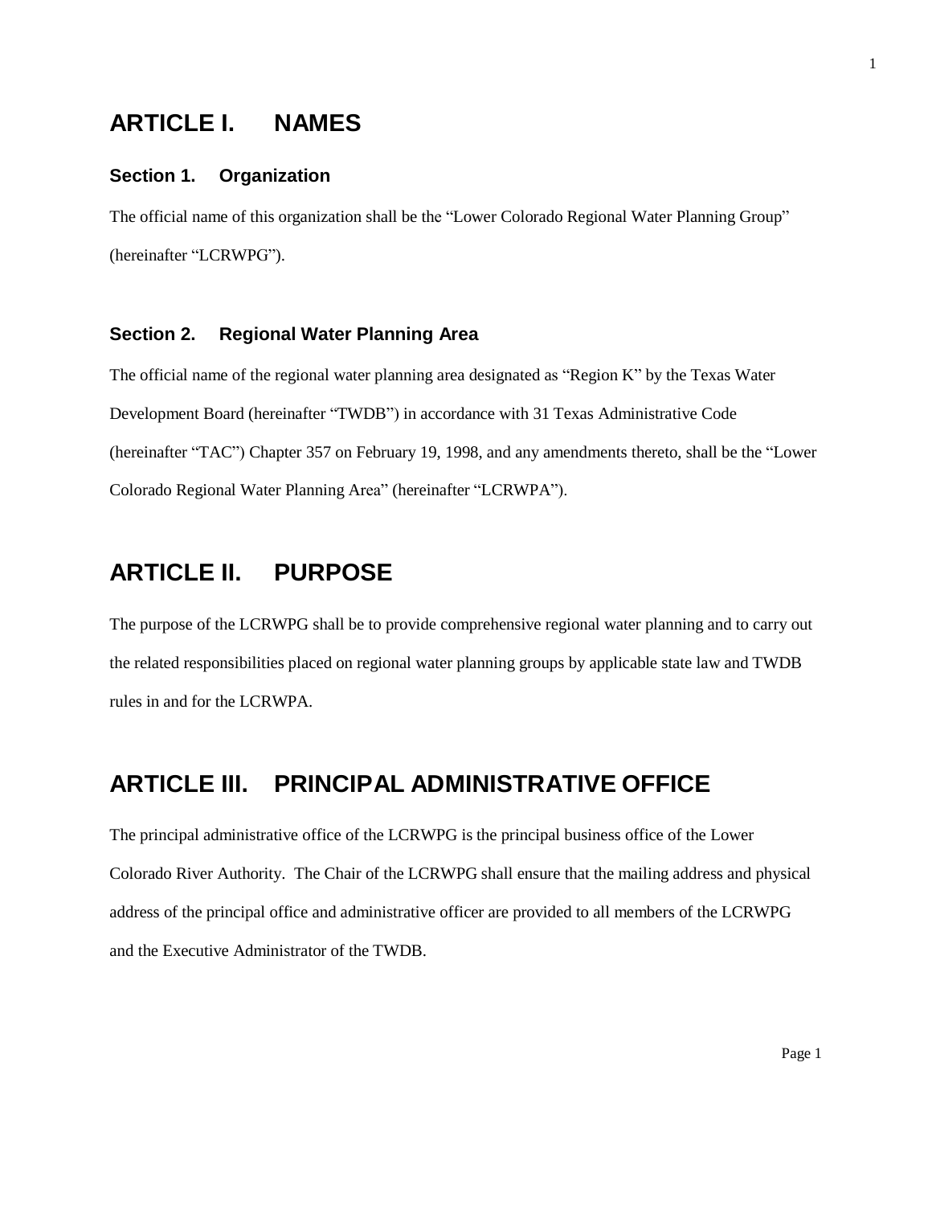# ARTICLE I. NAMES

## Section 1. Organization

The official name of this organization shall be the "Lower Colorado Regional Water Planning Group" (hereinafter "LCRWPG").

## Section 2. Regional Water Planning Area

The official name of the regional water planning area designated as "Region K" by the Texas Water Development Board (hereinafter "TWDB") in accordance with 31 Texas Administrative Code (hereinafter "TAC") Chapter 357 on February 19, 1998, and any amendments thereto, shall be the "Lower Colorado Regional Water Planning Area" (hereinafter "LCRWPA").

# ARTICLE II. PURPOSE

The purpose of the LCRWPG shall be to provide comprehensive regional water planning and to carry out the related responsibilities placed on regional water planning groups by applicable state law and TWDB rules in and for the LCRWPA.

# ARTICLE III. PRINCIPAL ADMINISTRATIVE OFFICE

The principal administrative office of the LCRWPG is the principal business office of the Lower Colorado River Authority. The Chair of the LCRWPG shall ensure that the mailing address and physical address of the principal office and administrative officer are provided to all members of the LCRWPG and the Executive Administrator of the TWDB.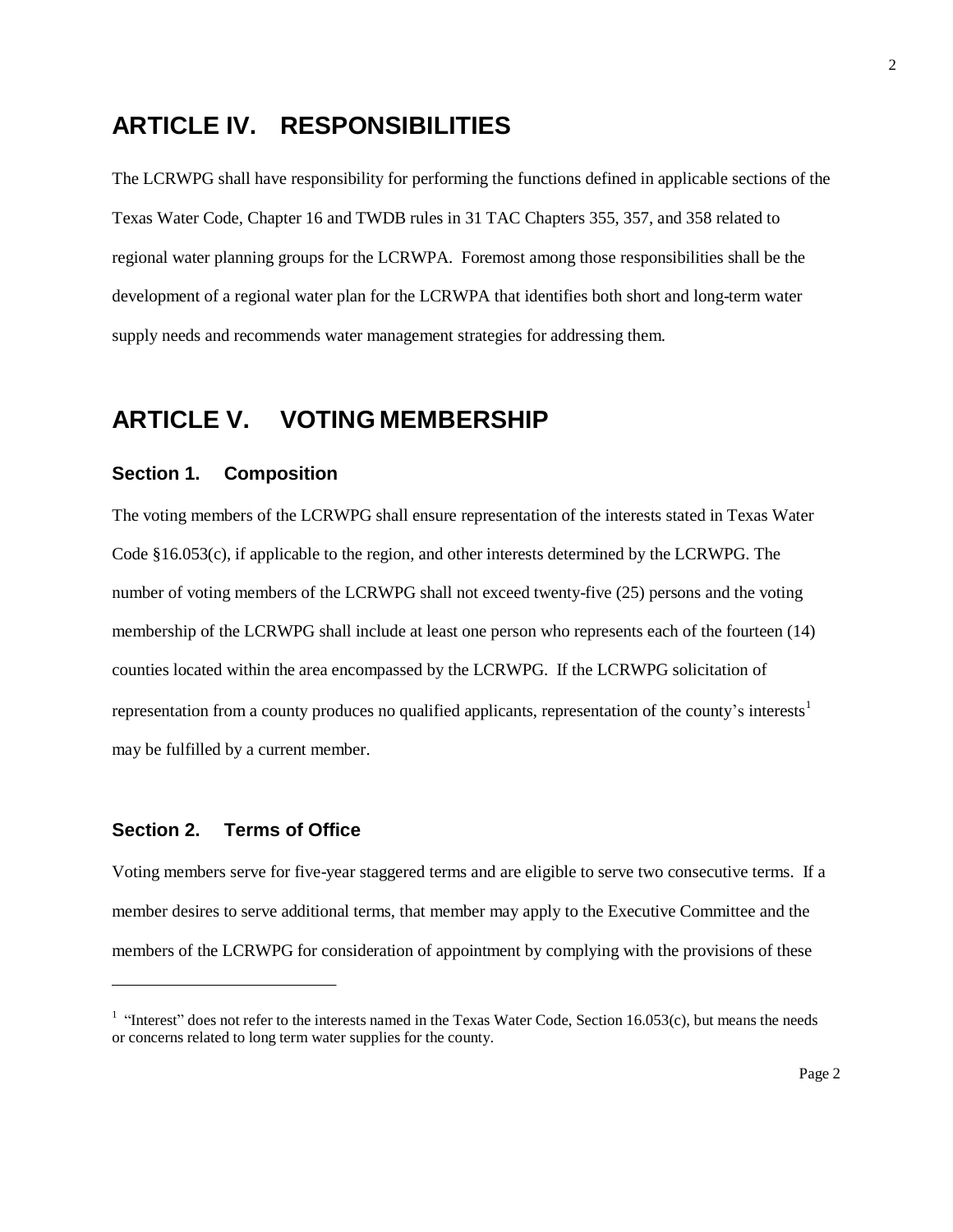## ARTICLE IV. RESPONSIBILITIES

The LCRWPG shall have responsibility for performing the functions defined in applicable sections of the Texas Water Code, Chapter 16 and TWDB rules in 31 TAC Chapters 355, 357, and 358 related to regional water planning groups for the LCRWPA. Foremost among those responsibilities shall be the development of a regional water plan for the LCRWPA that identifies both short and long-term water supply needs and recommends water management strategies for addressing them.

## ARTICLE V. VOTING MEMBERSHIP

### Section 1. Composition

The voting members of the LCRWPG shall ensure representation of the interests stated in Texas Water Code §16.053(c), if applicable to the region, and other interests determined by the LCRWPG. The number of voting members of the LCRWPG shall not exceed twenty-five (25) persons and the voting membership of the LCRWPG shall include at least one person who represents each of the fourteen (14) counties located within the area encompassed by the LCRWPG. If the LCRWPG solicitation of representation from a county produces no qualified applicants, representation of the county's interests[1] may be fulfilled by a current member.

### Section 2. Terms of Office

Voting members serve for five-year staggered terms and are eligible to serve two consecutive terms. If a member desires to serve additional terms, that member may apply to the Executive Committee and the members of the LCRWPG for consideration of appointment by complying with the provisions of these

---

[1] "Interest" does not refer to the interests named in the Texas Water Code, Section 16.053(c), but means the needs or concerns related to long term water supplies for the county.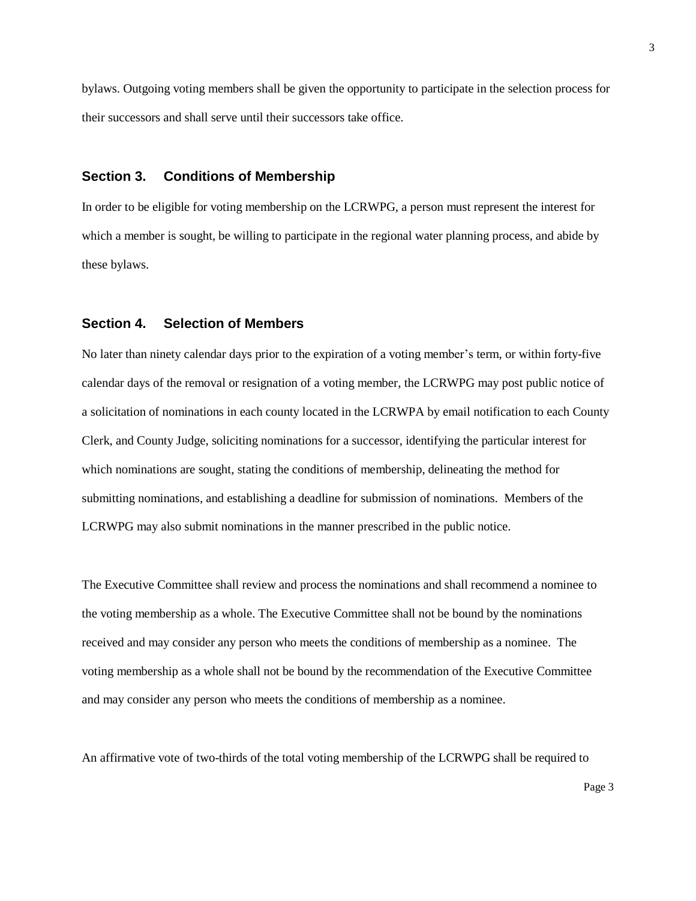bylaws. Outgoing voting members shall be given the opportunity to participate in the selection process for their successors and shall serve until their successors take office.

## Section 3. Conditions of Membership

In order to be eligible for voting membership on the LCRWPG, a person must represent the interest for which a member is sought, be willing to participate in the regional water planning process, and abide by these bylaws.

## Section 4. Selection of Members

No later than ninety calendar days prior to the expiration of a voting member's term, or within forty-five calendar days of the removal or resignation of a voting member, the LCRWPG may post public notice of a solicitation of nominations in each county located in the LCRWPA by email notification to each County Clerk, and County Judge, soliciting nominations for a successor, identifying the particular interest for which nominations are sought, stating the conditions of membership, delineating the method for submitting nominations, and establishing a deadline for submission of nominations. Members of the LCRWPG may also submit nominations in the manner prescribed in the public notice.

The Executive Committee shall review and process the nominations and shall recommend a nominee to the voting membership as a whole. The Executive Committee shall not be bound by the nominations received and may consider any person who meets the conditions of membership as a nominee. The voting membership as a whole shall not be bound by the recommendation of the Executive Committee and may consider any person who meets the conditions of membership as a nominee.

An affirmative vote of two-thirds of the total voting membership of the LCRWPG shall be required to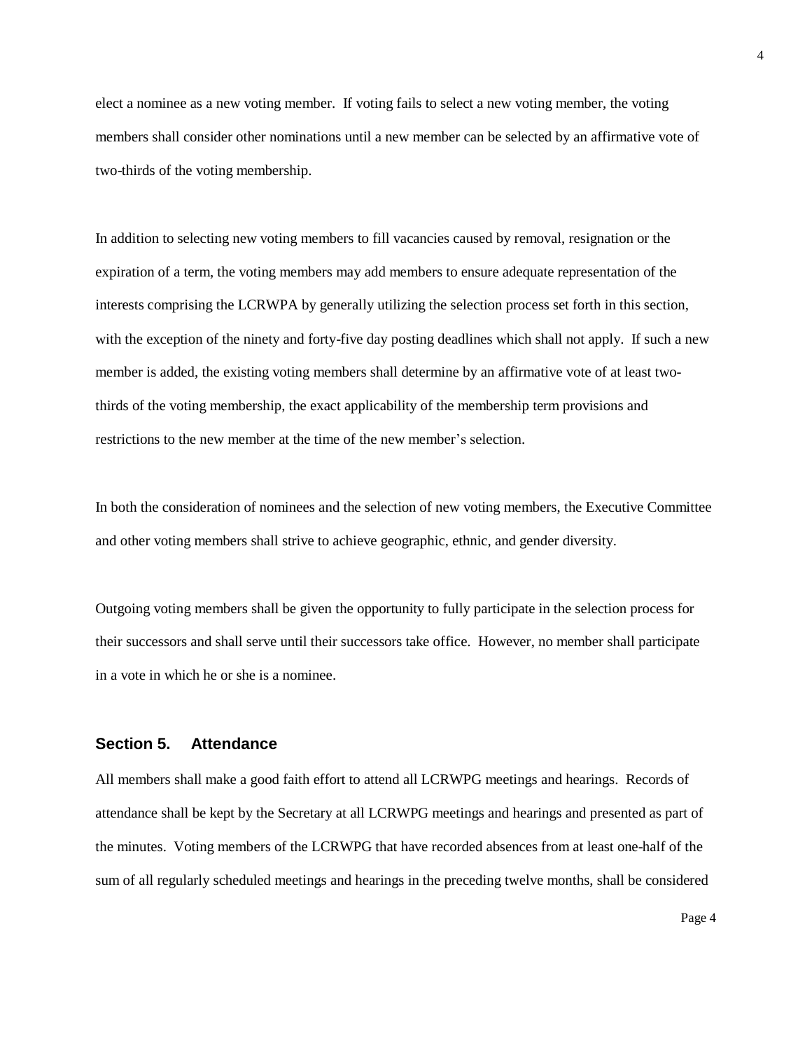elect a nominee as a new voting member. If voting fails to select a new voting member, the voting members shall consider other nominations until a new member can be selected by an affirmative vote of two-thirds of the voting membership.

In addition to selecting new voting members to fill vacancies caused by removal, resignation or the expiration of a term, the voting members may add members to ensure adequate representation of the interests comprising the LCRWPA by generally utilizing the selection process set forth in this section, with the exception of the ninety and forty-five day posting deadlines which shall not apply. If such a new member is added, the existing voting members shall determine by an affirmative vote of at least two-thirds of the voting membership, the exact applicability of the membership term provisions and restrictions to the new member at the time of the new member's selection.

In both the consideration of nominees and the selection of new voting members, the Executive Committee and other voting members shall strive to achieve geographic, ethnic, and gender diversity.

Outgoing voting members shall be given the opportunity to fully participate in the selection process for their successors and shall serve until their successors take office. However, no member shall participate in a vote in which he or she is a nominee.

## Section 5. Attendance

All members shall make a good faith effort to attend all LCRWPG meetings and hearings. Records of attendance shall be kept by the Secretary at all LCRWPG meetings and hearings and presented as part of the minutes. Voting members of the LCRWPG that have recorded absences from at least one-half of the sum of all regularly scheduled meetings and hearings in the preceding twelve months, shall be considered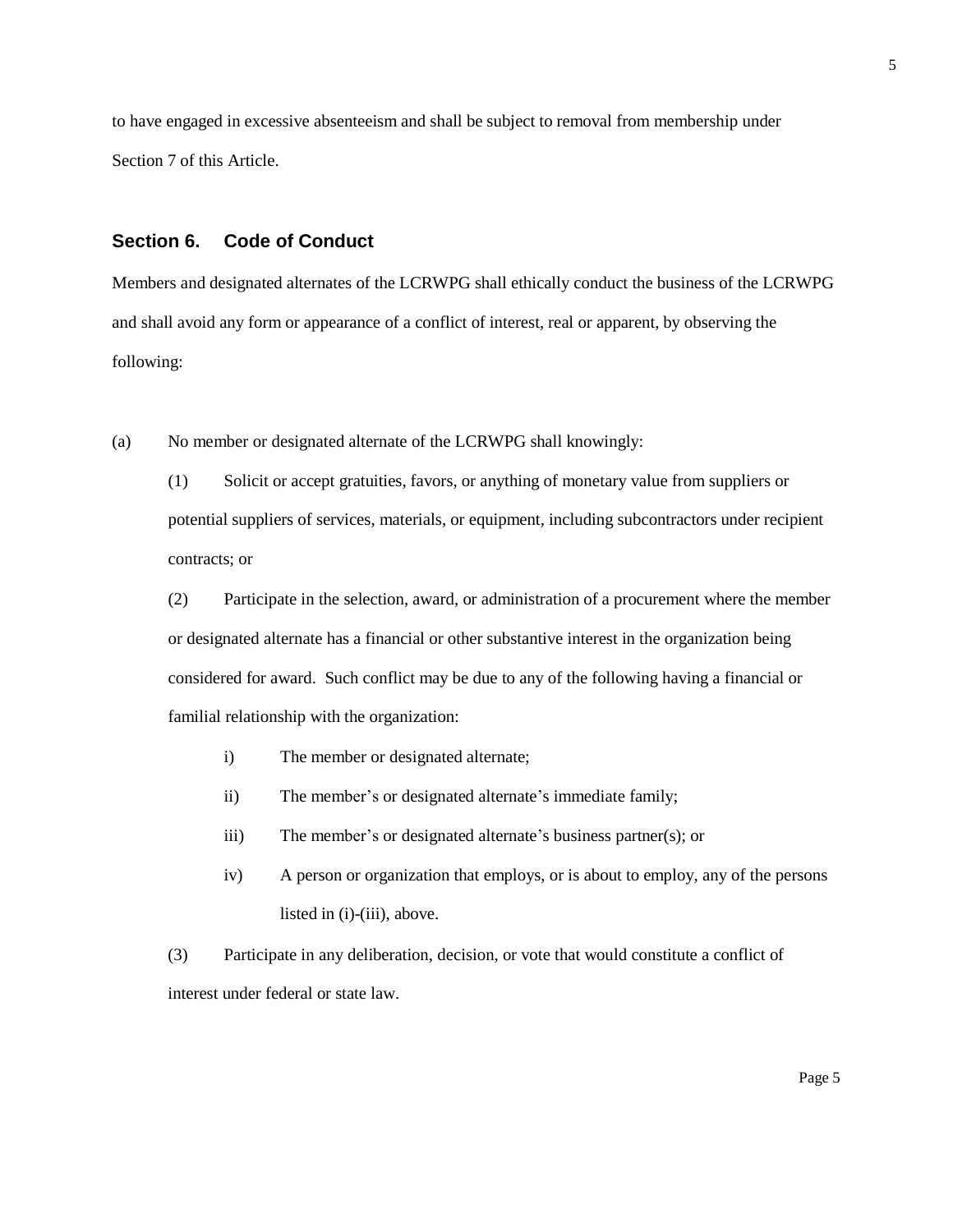to have engaged in excessive absenteeism and shall be subject to removal from membership under Section 7 of this Article.

## Section 6. Code of Conduct

Members and designated alternates of the LCRWPG shall ethically conduct the business of the LCRWPG and shall avoid any form or appearance of a conflict of interest, real or apparent, by observing the following:

(a) No member or designated alternate of the LCRWPG shall knowingly:

(1) Solicit or accept gratuities, favors, or anything of monetary value from suppliers or potential suppliers of services, materials, or equipment, including subcontractors under recipient contracts; or

(2) Participate in the selection, award, or administration of a procurement where the member or designated alternate has a financial or other substantive interest in the organization being considered for award. Such conflict may be due to any of the following having a financial or familial relationship with the organization:

- i) The member or designated alternate;
- ii) The member's or designated alternate's immediate family;
- iii) The member's or designated alternate's business partner(s); or
- iv) A person or organization that employs, or is about to employ, any of the persons listed in (i)-(iii), above.

(3) Participate in any deliberation, decision, or vote that would constitute a conflict of interest under federal or state law.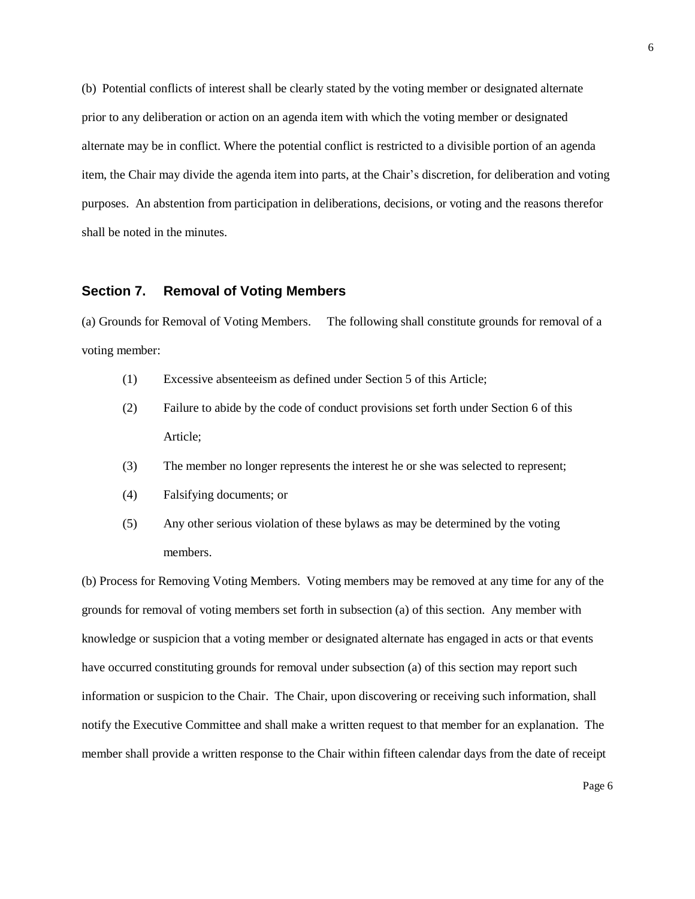(b) Potential conflicts of interest shall be clearly stated by the voting member or designated alternate prior to any deliberation or action on an agenda item with which the voting member or designated alternate may be in conflict. Where the potential conflict is restricted to a divisible portion of an agenda item, the Chair may divide the agenda item into parts, at the Chair's discretion, for deliberation and voting purposes. An abstention from participation in deliberations, decisions, or voting and the reasons therefor shall be noted in the minutes.

### Section 7. Removal of Voting Members

(a) Grounds for Removal of Voting Members. The following shall constitute grounds for removal of a voting member:

(1) Excessive absenteeism as defined under Section 5 of this Article;

(2) Failure to abide by the code of conduct provisions set forth under Section 6 of this Article;

(3) The member no longer represents the interest he or she was selected to represent;

(4) Falsifying documents; or

(5) Any other serious violation of these bylaws as may be determined by the voting members.

(b) Process for Removing Voting Members. Voting members may be removed at any time for any of the grounds for removal of voting members set forth in subsection (a) of this section. Any member with knowledge or suspicion that a voting member or designated alternate has engaged in acts or that events have occurred constituting grounds for removal under subsection (a) of this section may report such information or suspicion to the Chair. The Chair, upon discovering or receiving such information, shall notify the Executive Committee and shall make a written request to that member for an explanation. The member shall provide a written response to the Chair within fifteen calendar days from the date of receipt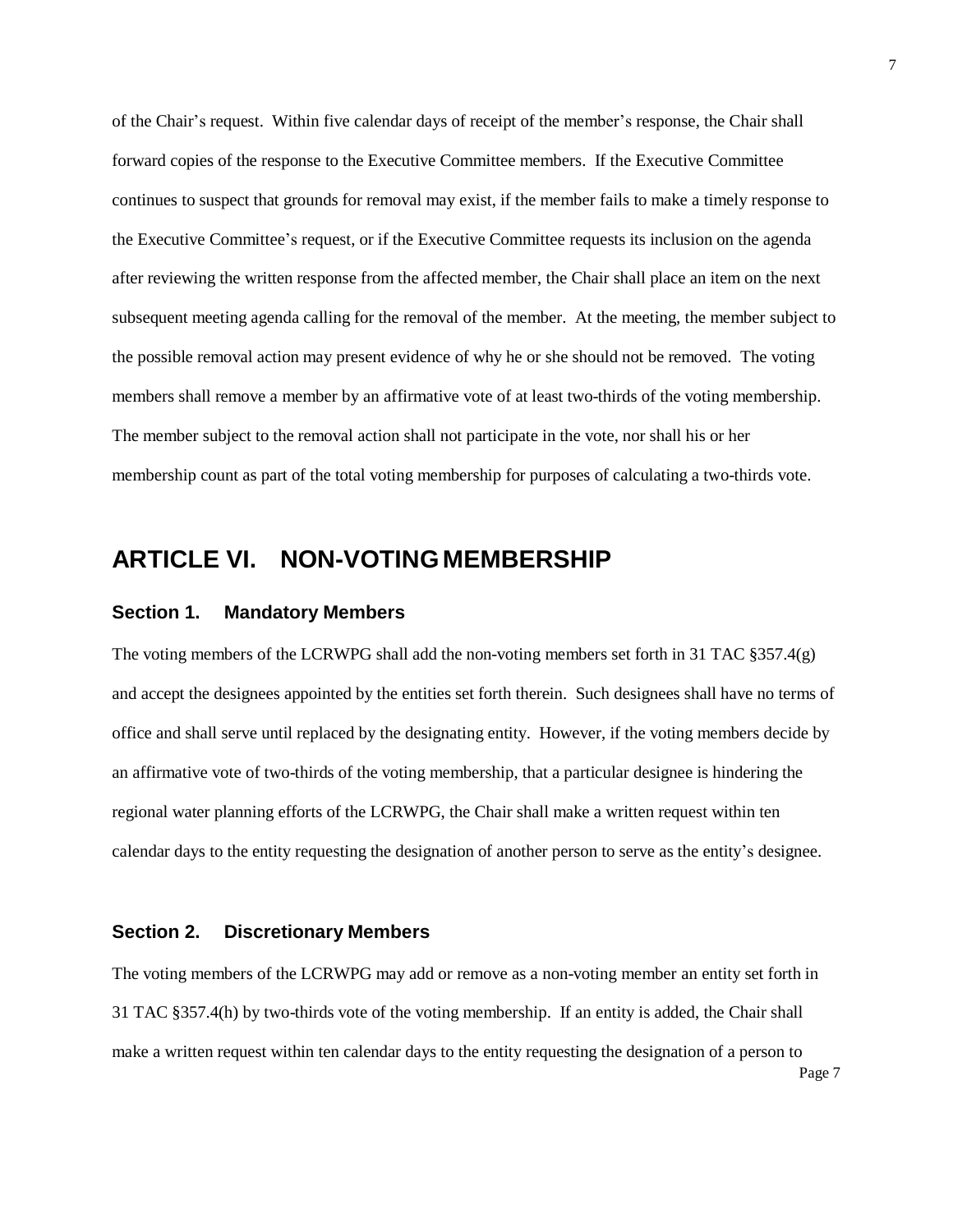of the Chair's request. Within five calendar days of receipt of the member's response, the Chair shall forward copies of the response to the Executive Committee members. If the Executive Committee continues to suspect that grounds for removal may exist, if the member fails to make a timely response to the Executive Committee's request, or if the Executive Committee requests its inclusion on the agenda after reviewing the written response from the affected member, the Chair shall place an item on the next subsequent meeting agenda calling for the removal of the member. At the meeting, the member subject to the possible removal action may present evidence of why he or she should not be removed. The voting members shall remove a member by an affirmative vote of at least two-thirds of the voting membership. The member subject to the removal action shall not participate in the vote, nor shall his or her membership count as part of the total voting membership for purposes of calculating a two-thirds vote.

## ARTICLE VI. NON-VOTING MEMBERSHIP

### Section 1. Mandatory Members

The voting members of the LCRWPG shall add the non-voting members set forth in 31 TAC §357.4(g) and accept the designees appointed by the entities set forth therein. Such designees shall have no terms of office and shall serve until replaced by the designating entity. However, if the voting members decide by an affirmative vote of two-thirds of the voting membership, that a particular designee is hindering the regional water planning efforts of the LCRWPG, the Chair shall make a written request within ten calendar days to the entity requesting the designation of another person to serve as the entity's designee.

### Section 2. Discretionary Members

The voting members of the LCRWPG may add or remove as a non-voting member an entity set forth in 31 TAC §357.4(h) by two-thirds vote of the voting membership. If an entity is added, the Chair shall make a written request within ten calendar days to the entity requesting the designation of a person to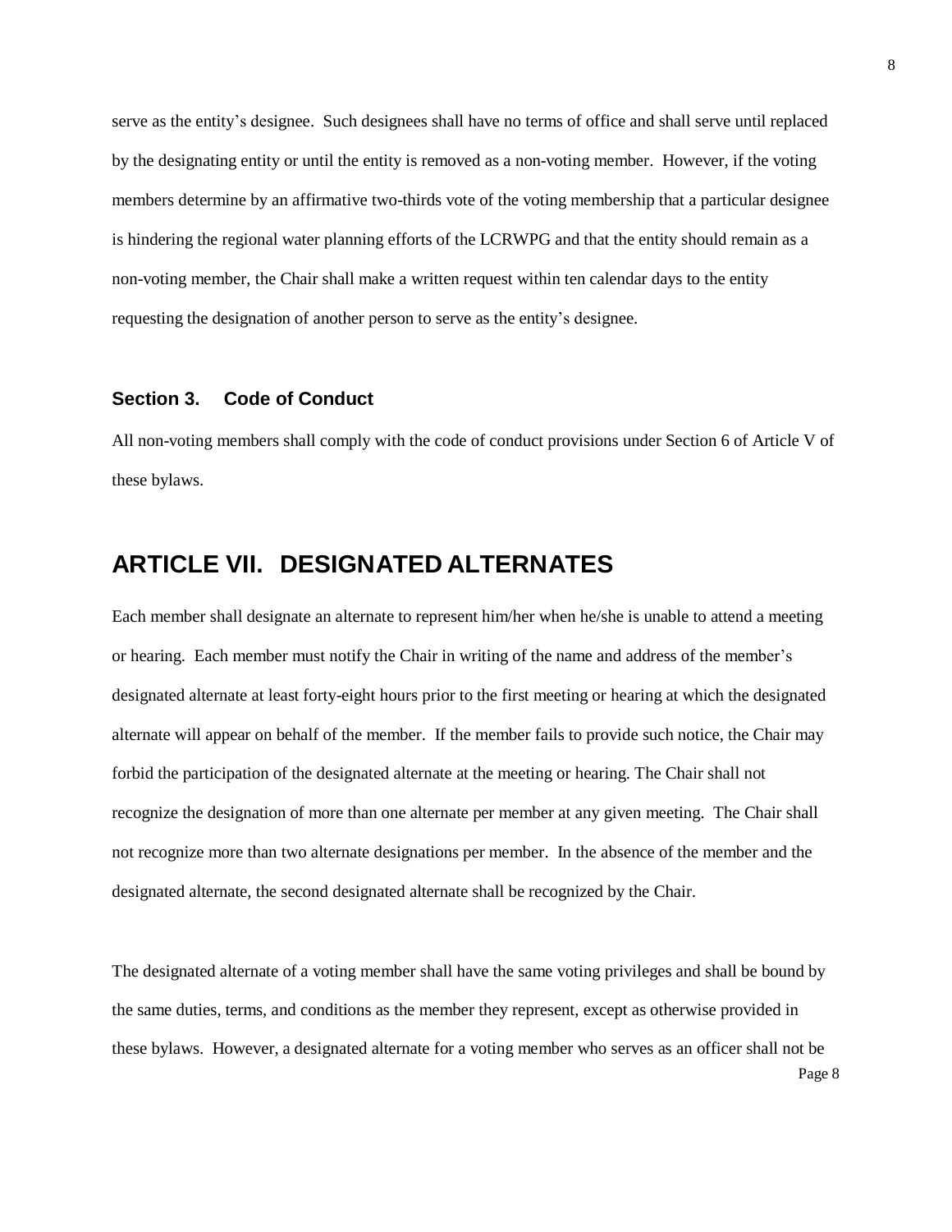serve as the entity's designee. Such designees shall have no terms of office and shall serve until replaced by the designating entity or until the entity is removed as a non-voting member. However, if the voting members determine by an affirmative two-thirds vote of the voting membership that a particular designee is hindering the regional water planning efforts of the LCRWPG and that the entity should remain as a non-voting member, the Chair shall make a written request within ten calendar days to the entity requesting the designation of another person to serve as the entity's designee.

### Section 3. Code of Conduct

All non-voting members shall comply with the code of conduct provisions under Section 6 of Article V of these bylaws.

## ARTICLE VII. DESIGNATED ALTERNATES

Each member shall designate an alternate to represent him/her when he/she is unable to attend a meeting or hearing. Each member must notify the Chair in writing of the name and address of the member's designated alternate at least forty-eight hours prior to the first meeting or hearing at which the designated alternate will appear on behalf of the member. If the member fails to provide such notice, the Chair may forbid the participation of the designated alternate at the meeting or hearing. The Chair shall not recognize the designation of more than one alternate per member at any given meeting. The Chair shall not recognize more than two alternate designations per member. In the absence of the member and the designated alternate, the second designated alternate shall be recognized by the Chair.

The designated alternate of a voting member shall have the same voting privileges and shall be bound by the same duties, terms, and conditions as the member they represent, except as otherwise provided in these bylaws. However, a designated alternate for a voting member who serves as an officer shall not be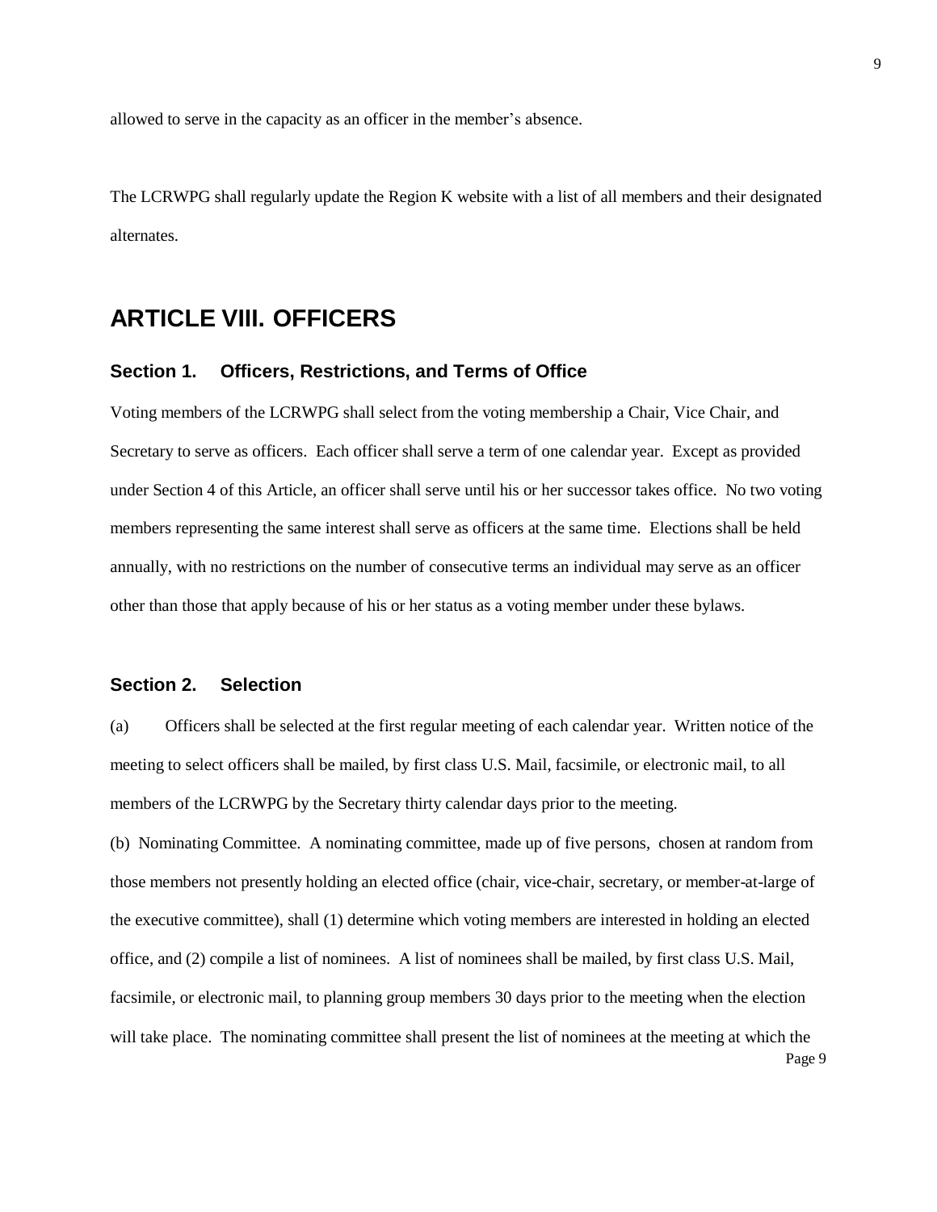allowed to serve in the capacity as an officer in the member's absence.

The LCRWPG shall regularly update the Region K website with a list of all members and their designated alternates.

## ARTICLE VIII. OFFICERS

### Section 1. Officers, Restrictions, and Terms of Office

Voting members of the LCRWPG shall select from the voting membership a Chair, Vice Chair, and Secretary to serve as officers. Each officer shall serve a term of one calendar year. Except as provided under Section 4 of this Article, an officer shall serve until his or her successor takes office. No two voting members representing the same interest shall serve as officers at the same time. Elections shall be held annually, with no restrictions on the number of consecutive terms an individual may serve as an officer other than those that apply because of his or her status as a voting member under these bylaws.

### Section 2. Selection

(a) Officers shall be selected at the first regular meeting of each calendar year. Written notice of the meeting to select officers shall be mailed, by first class U.S. Mail, facsimile, or electronic mail, to all members of the LCRWPG by the Secretary thirty calendar days prior to the meeting.

(b) Nominating Committee. A nominating committee, made up of five persons, chosen at random from those members not presently holding an elected office (chair, vice-chair, secretary, or member-at-large of the executive committee), shall (1) determine which voting members are interested in holding an elected office, and (2) compile a list of nominees. A list of nominees shall be mailed, by first class U.S. Mail, facsimile, or electronic mail, to planning group members 30 days prior to the meeting when the election will take place. The nominating committee shall present the list of nominees at the meeting at which the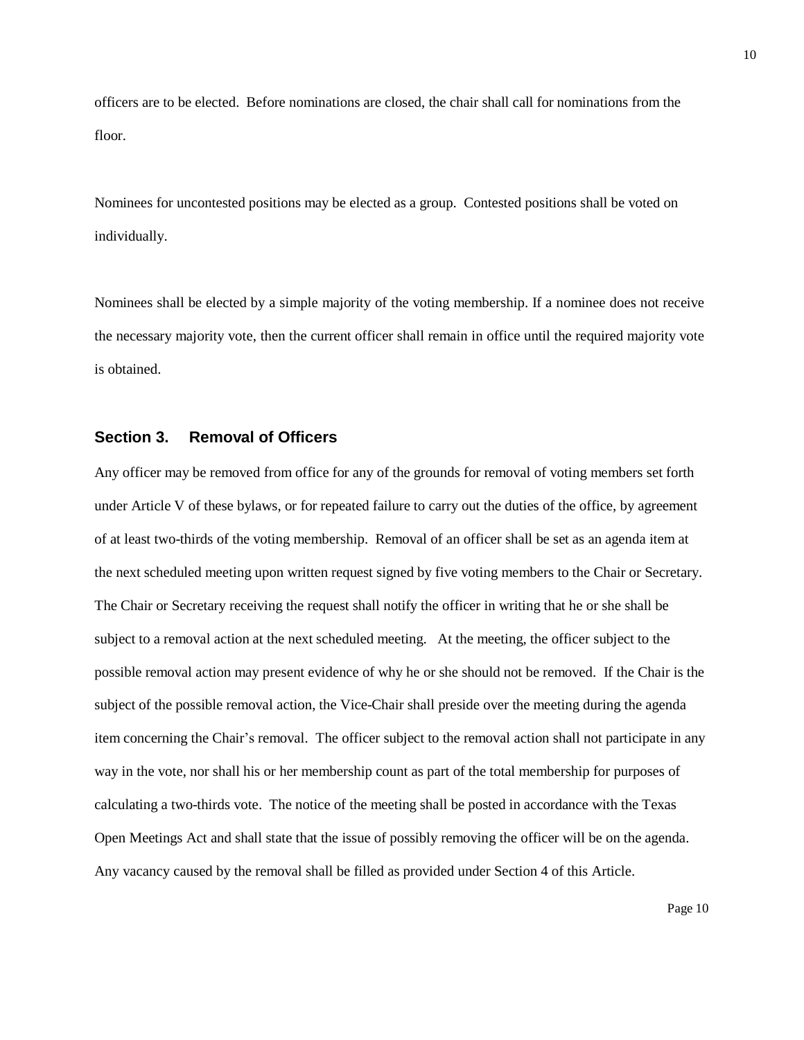officers are to be elected. Before nominations are closed, the chair shall call for nominations from the floor.

Nominees for uncontested positions may be elected as a group. Contested positions shall be voted on individually.

Nominees shall be elected by a simple majority of the voting membership. If a nominee does not receive the necessary majority vote, then the current officer shall remain in office until the required majority vote is obtained.

## Section 3. Removal of Officers

Any officer may be removed from office for any of the grounds for removal of voting members set forth under Article V of these bylaws, or for repeated failure to carry out the duties of the office, by agreement of at least two-thirds of the voting membership. Removal of an officer shall be set as an agenda item at the next scheduled meeting upon written request signed by five voting members to the Chair or Secretary. The Chair or Secretary receiving the request shall notify the officer in writing that he or she shall be subject to a removal action at the next scheduled meeting. At the meeting, the officer subject to the possible removal action may present evidence of why he or she should not be removed. If the Chair is the subject of the possible removal action, the Vice-Chair shall preside over the meeting during the agenda item concerning the Chair's removal. The officer subject to the removal action shall not participate in any way in the vote, nor shall his or her membership count as part of the total membership for purposes of calculating a two-thirds vote. The notice of the meeting shall be posted in accordance with the Texas Open Meetings Act and shall state that the issue of possibly removing the officer will be on the agenda. Any vacancy caused by the removal shall be filled as provided under Section 4 of this Article.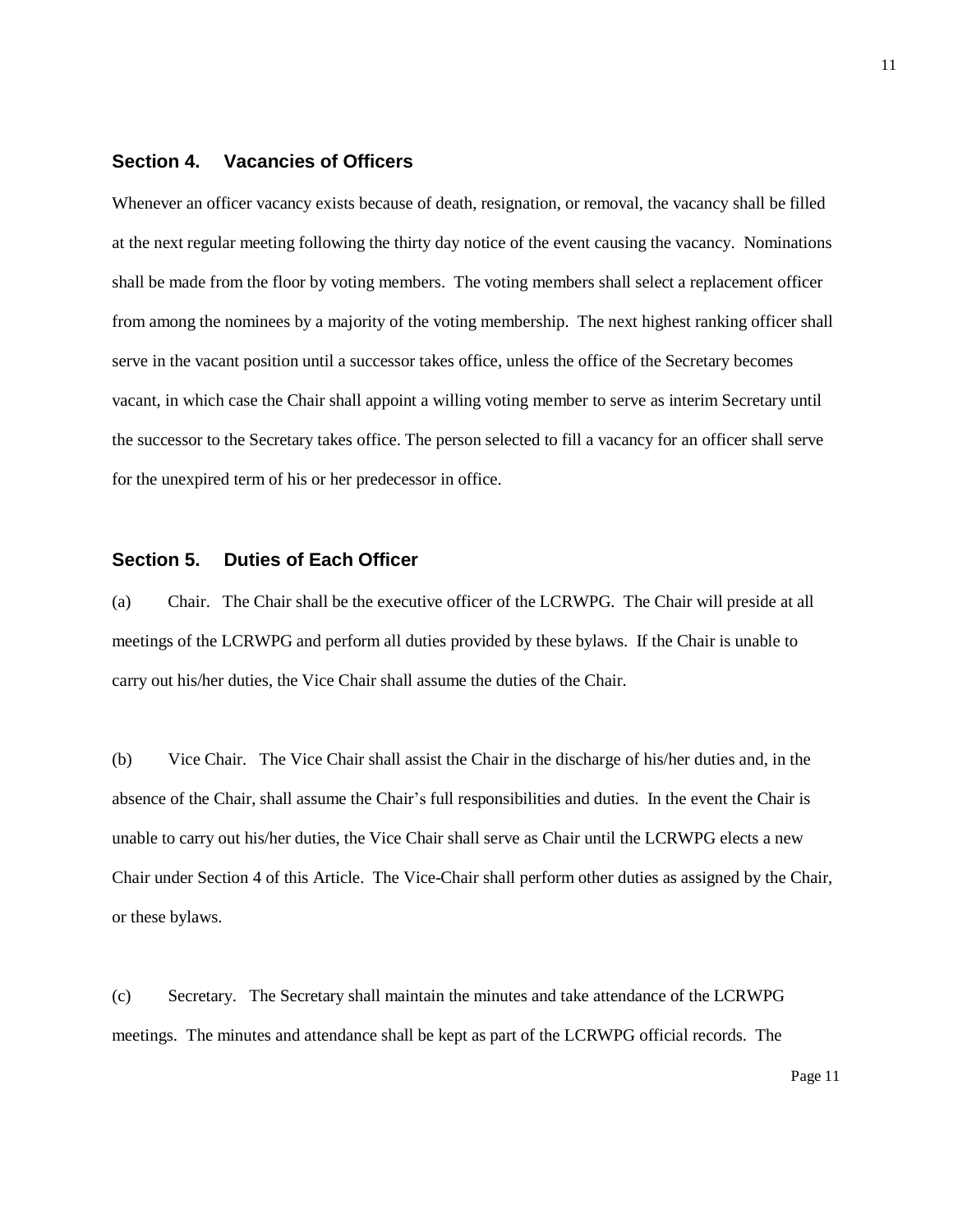### Section 4. Vacancies of Officers

Whenever an officer vacancy exists because of death, resignation, or removal, the vacancy shall be filled at the next regular meeting following the thirty day notice of the event causing the vacancy. Nominations shall be made from the floor by voting members. The voting members shall select a replacement officer from among the nominees by a majority of the voting membership. The next highest ranking officer shall serve in the vacant position until a successor takes office, unless the office of the Secretary becomes vacant, in which case the Chair shall appoint a willing voting member to serve as interim Secretary until the successor to the Secretary takes office. The person selected to fill a vacancy for an officer shall serve for the unexpired term of his or her predecessor in office.

### Section 5. Duties of Each Officer

(a) Chair. The Chair shall be the executive officer of the LCRWPG. The Chair will preside at all meetings of the LCRWPG and perform all duties provided by these bylaws. If the Chair is unable to carry out his/her duties, the Vice Chair shall assume the duties of the Chair.

(b) Vice Chair. The Vice Chair shall assist the Chair in the discharge of his/her duties and, in the absence of the Chair, shall assume the Chair's full responsibilities and duties. In the event the Chair is unable to carry out his/her duties, the Vice Chair shall serve as Chair until the LCRWPG elects a new Chair under Section 4 of this Article. The Vice-Chair shall perform other duties as assigned by the Chair, or these bylaws.

(c) Secretary. The Secretary shall maintain the minutes and take attendance of the LCRWPG meetings. The minutes and attendance shall be kept as part of the LCRWPG official records. The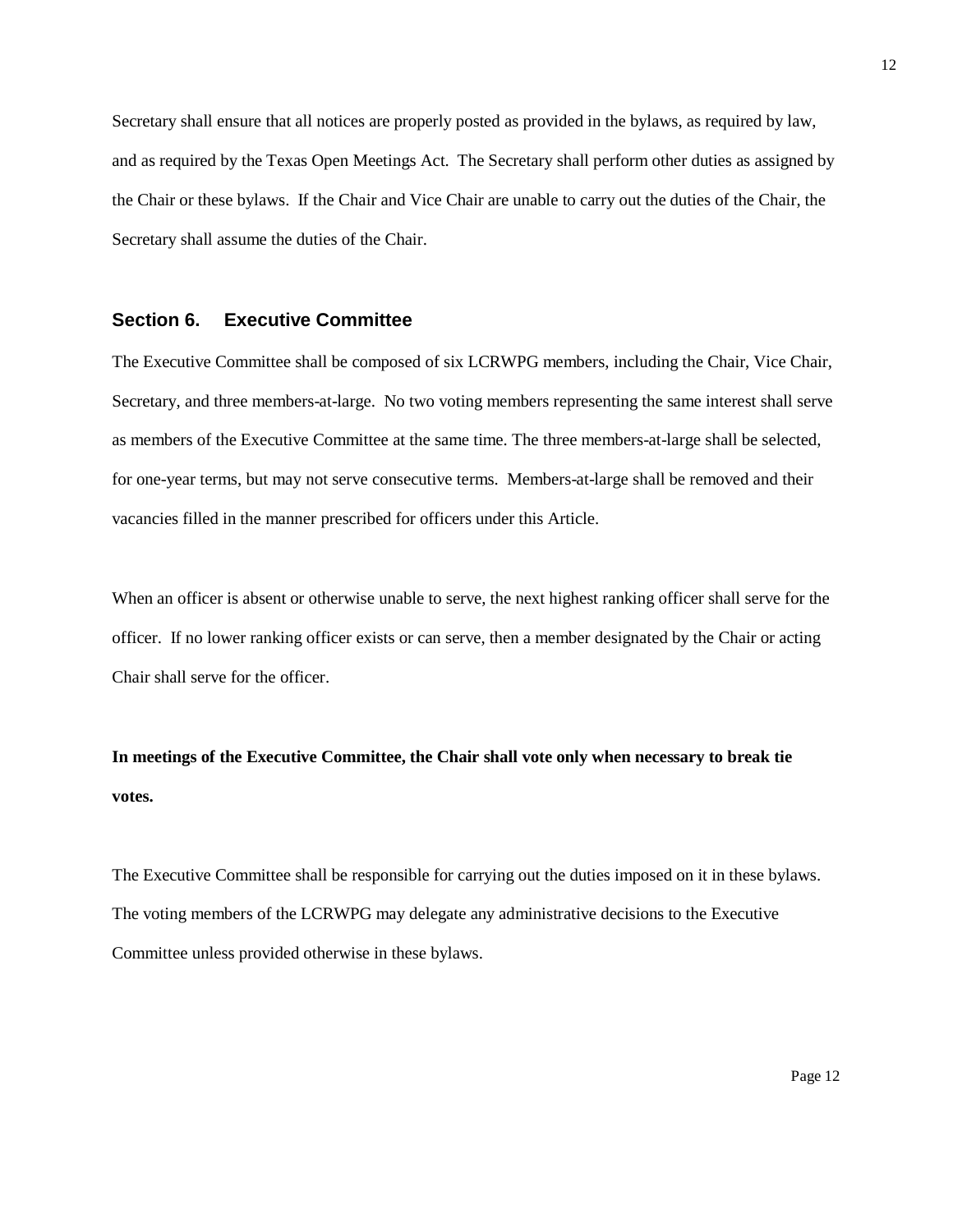Secretary shall ensure that all notices are properly posted as provided in the bylaws, as required by law, and as required by the Texas Open Meetings Act. The Secretary shall perform other duties as assigned by the Chair or these bylaws. If the Chair and Vice Chair are unable to carry out the duties of the Chair, the Secretary shall assume the duties of the Chair.

## Section 6. Executive Committee

The Executive Committee shall be composed of six LCRWPG members, including the Chair, Vice Chair, Secretary, and three members-at-large. No two voting members representing the same interest shall serve as members of the Executive Committee at the same time. The three members-at-large shall be selected, for one-year terms, but may not serve consecutive terms. Members-at-large shall be removed and their vacancies filled in the manner prescribed for officers under this Article.

When an officer is absent or otherwise unable to serve, the next highest ranking officer shall serve for the officer. If no lower ranking officer exists or can serve, then a member designated by the Chair or acting Chair shall serve for the officer.

**In meetings of the Executive Committee, the Chair shall vote only when necessary to break tie votes.**

The Executive Committee shall be responsible for carrying out the duties imposed on it in these bylaws. The voting members of the LCRWPG may delegate any administrative decisions to the Executive Committee unless provided otherwise in these bylaws.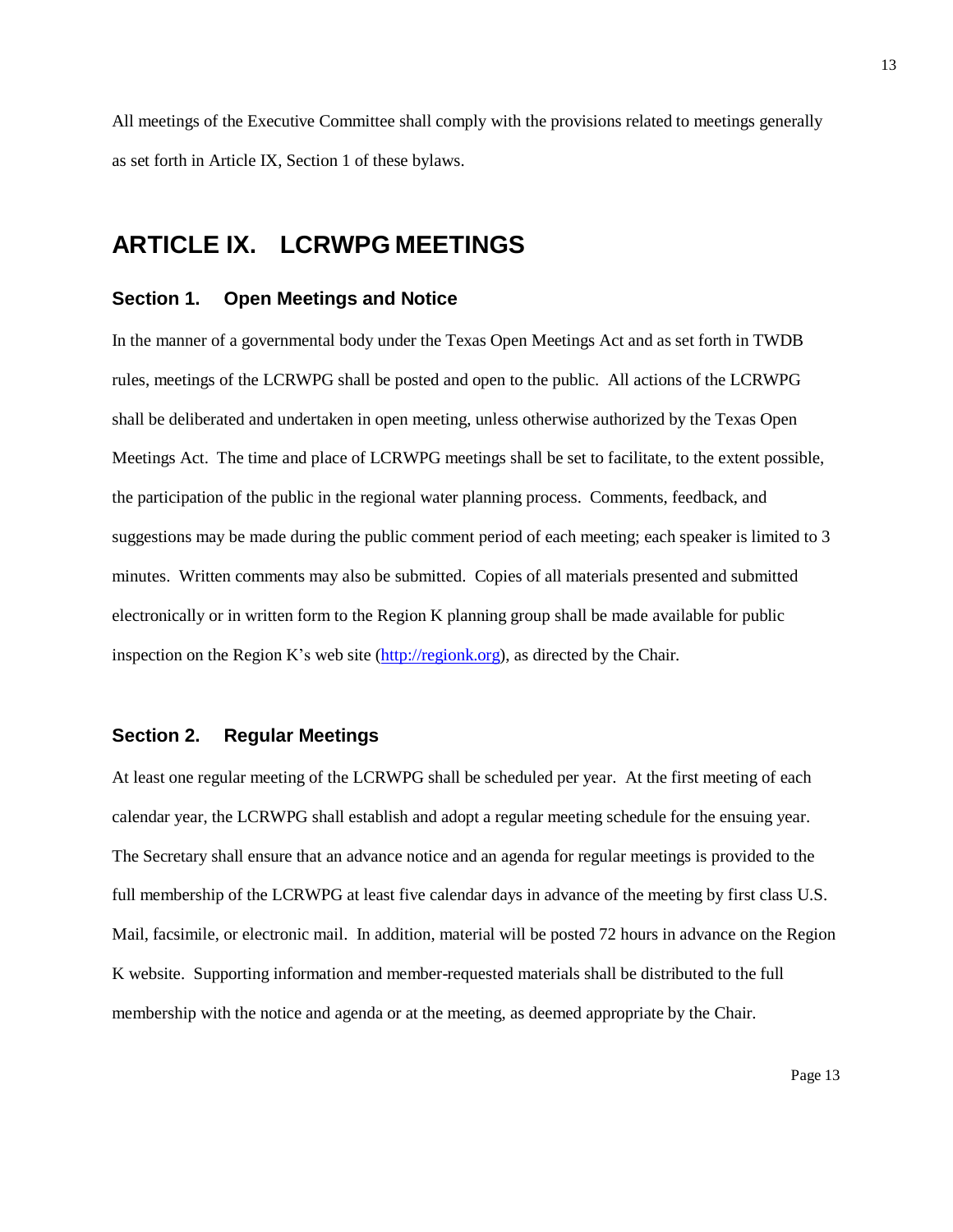All meetings of the Executive Committee shall comply with the provisions related to meetings generally as set forth in Article IX, Section 1 of these bylaws.

## ARTICLE IX. LCRWPG MEETINGS

### Section 1. Open Meetings and Notice

In the manner of a governmental body under the Texas Open Meetings Act and as set forth in TWDB rules, meetings of the LCRWPG shall be posted and open to the public. All actions of the LCRWPG shall be deliberated and undertaken in open meeting, unless otherwise authorized by the Texas Open Meetings Act. The time and place of LCRWPG meetings shall be set to facilitate, to the extent possible, the participation of the public in the regional water planning process. Comments, feedback, and suggestions may be made during the public comment period of each meeting; each speaker is limited to 3 minutes. Written comments may also be submitted. Copies of all materials presented and submitted electronically or in written form to the Region K planning group shall be made available for public inspection on the Region K's web site ([http://regionk.org](http://regionk.org)), as directed by the Chair.

### Section 2. Regular Meetings

At least one regular meeting of the LCRWPG shall be scheduled per year. At the first meeting of each calendar year, the LCRWPG shall establish and adopt a regular meeting schedule for the ensuing year. The Secretary shall ensure that an advance notice and an agenda for regular meetings is provided to the full membership of the LCRWPG at least five calendar days in advance of the meeting by first class U.S. Mail, facsimile, or electronic mail. In addition, material will be posted 72 hours in advance on the Region K website. Supporting information and member-requested materials shall be distributed to the full membership with the notice and agenda or at the meeting, as deemed appropriate by the Chair.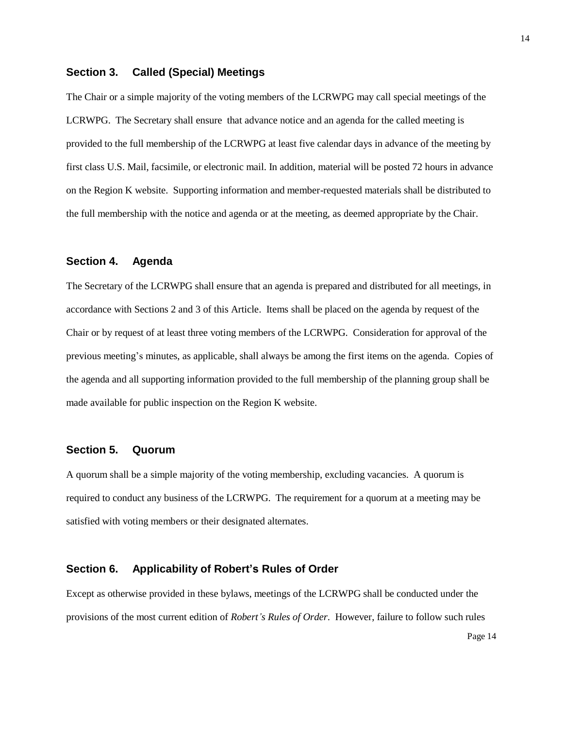## Section 3. Called (Special) Meetings

The Chair or a simple majority of the voting members of the LCRWPG may call special meetings of the LCRWPG. The Secretary shall ensure that advance notice and an agenda for the called meeting is provided to the full membership of the LCRWPG at least five calendar days in advance of the meeting by first class U.S. Mail, facsimile, or electronic mail. In addition, material will be posted 72 hours in advance on the Region K website. Supporting information and member-requested materials shall be distributed to the full membership with the notice and agenda or at the meeting, as deemed appropriate by the Chair.

## Section 4. Agenda

The Secretary of the LCRWPG shall ensure that an agenda is prepared and distributed for all meetings, in accordance with Sections 2 and 3 of this Article. Items shall be placed on the agenda by request of the Chair or by request of at least three voting members of the LCRWPG. Consideration for approval of the previous meeting's minutes, as applicable, shall always be among the first items on the agenda. Copies of the agenda and all supporting information provided to the full membership of the planning group shall be made available for public inspection on the Region K website.

## Section 5. Quorum

A quorum shall be a simple majority of the voting membership, excluding vacancies. A quorum is required to conduct any business of the LCRWPG. The requirement for a quorum at a meeting may be satisfied with voting members or their designated alternates.

## Section 6. Applicability of Robert's Rules of Order

Except as otherwise provided in these bylaws, meetings of the LCRWPG shall be conducted under the provisions of the most current edition of *Robert's Rules of Order*. However, failure to follow such rules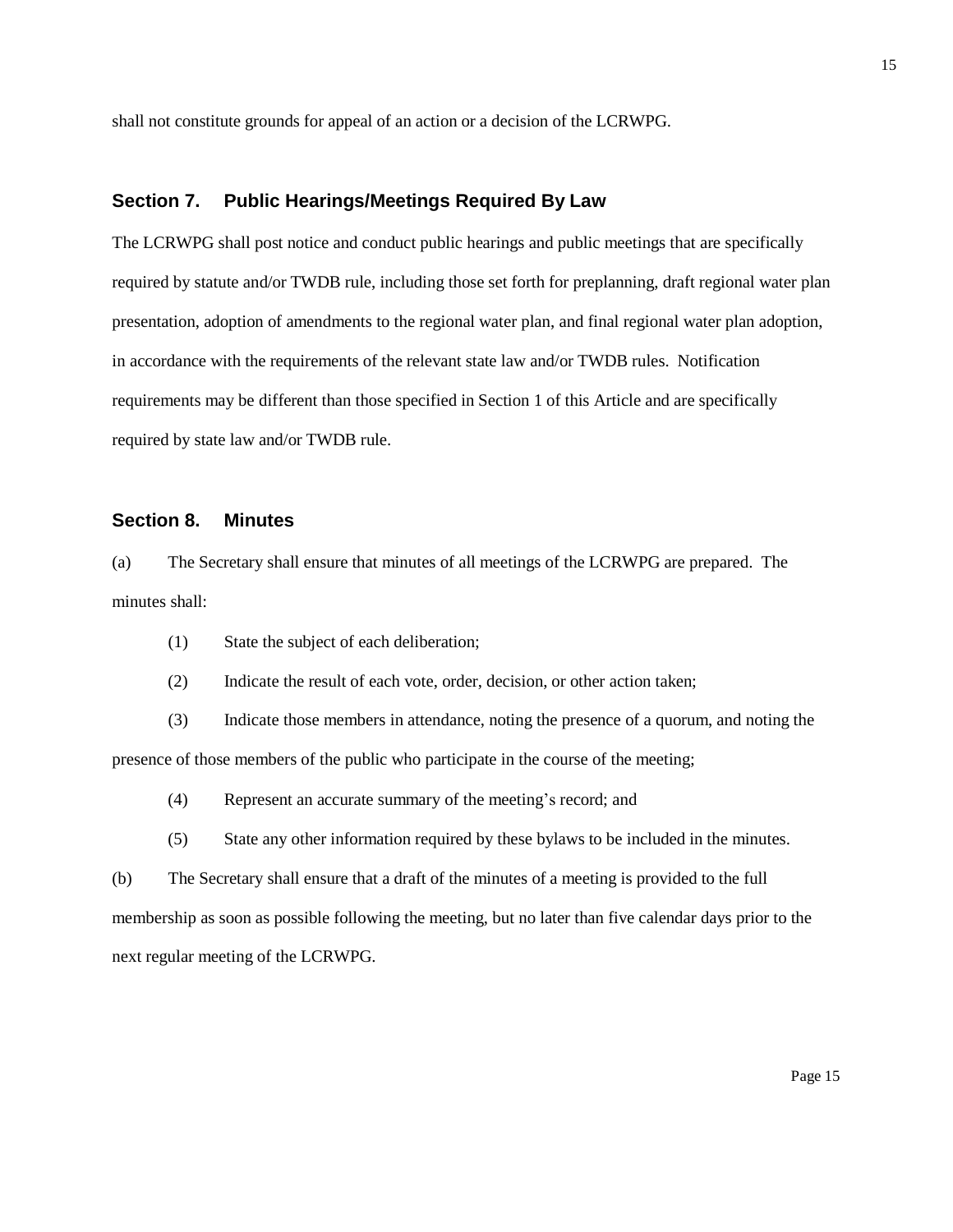shall not constitute grounds for appeal of an action or a decision of the LCRWPG.

## Section 7. Public Hearings/Meetings Required By Law

The LCRWPG shall post notice and conduct public hearings and public meetings that are specifically required by statute and/or TWDB rule, including those set forth for preplanning, draft regional water plan presentation, adoption of amendments to the regional water plan, and final regional water plan adoption, in accordance with the requirements of the relevant state law and/or TWDB rules. Notification requirements may be different than those specified in Section 1 of this Article and are specifically required by state law and/or TWDB rule.

## Section 8. Minutes

(a) The Secretary shall ensure that minutes of all meetings of the LCRWPG are prepared. The minutes shall:

(1) State the subject of each deliberation;

(2) Indicate the result of each vote, order, decision, or other action taken;

(3) Indicate those members in attendance, noting the presence of a quorum, and noting the presence of those members of the public who participate in the course of the meeting;

(4) Represent an accurate summary of the meeting's record; and

(5) State any other information required by these bylaws to be included in the minutes.

(b) The Secretary shall ensure that a draft of the minutes of a meeting is provided to the full membership as soon as possible following the meeting, but no later than five calendar days prior to the next regular meeting of the LCRWPG.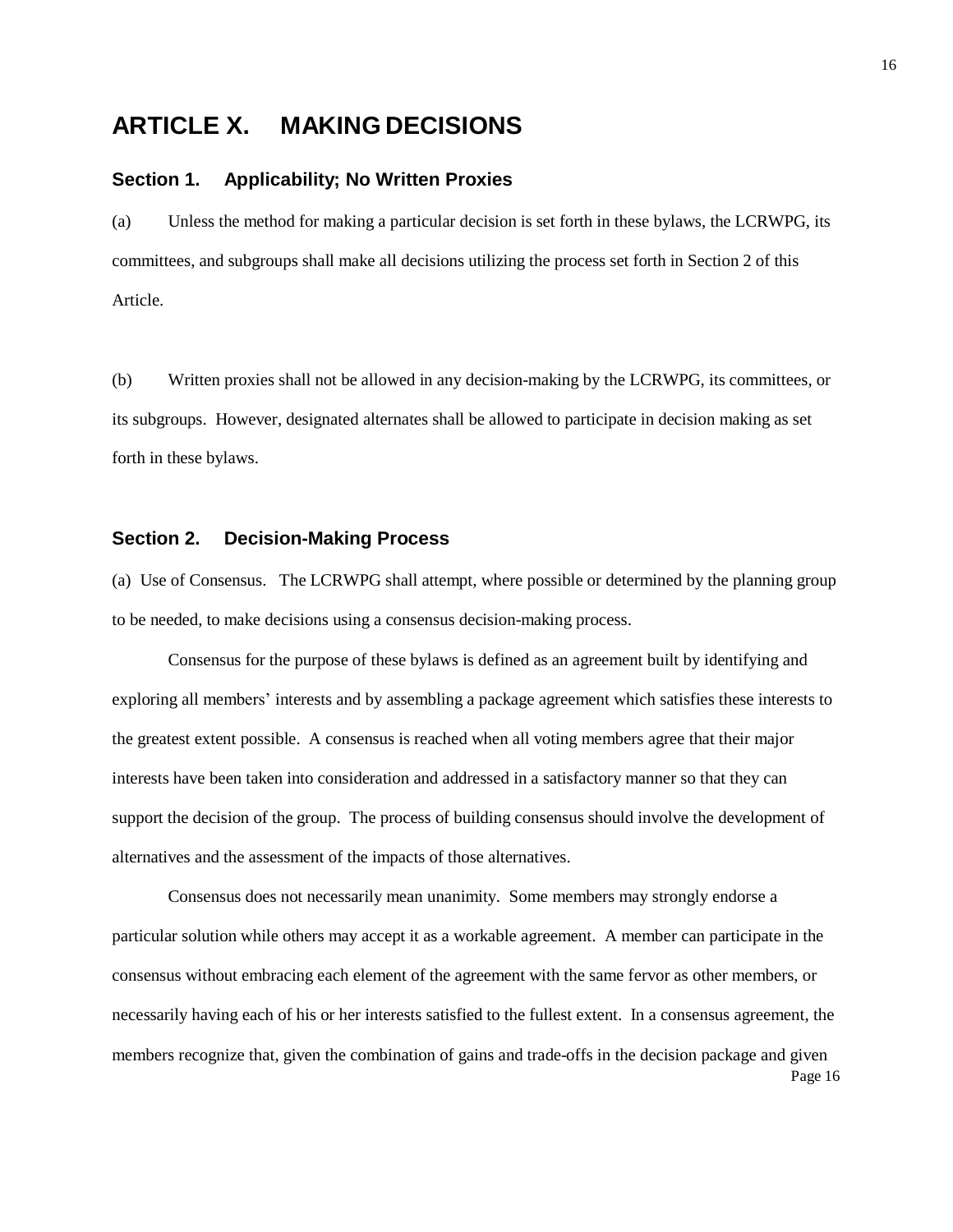# ARTICLE X. MAKING DECISIONS

### Section 1. Applicability; No Written Proxies

(a) Unless the method for making a particular decision is set forth in these bylaws, the LCRWPG, its committees, and subgroups shall make all decisions utilizing the process set forth in Section 2 of this Article.

(b) Written proxies shall not be allowed in any decision-making by the LCRWPG, its committees, or its subgroups. However, designated alternates shall be allowed to participate in decision making as set forth in these bylaws.

### Section 2. Decision-Making Process

(a) Use of Consensus. The LCRWPG shall attempt, where possible or determined by the planning group to be needed, to make decisions using a consensus decision-making process.

Consensus for the purpose of these bylaws is defined as an agreement built by identifying and exploring all members' interests and by assembling a package agreement which satisfies these interests to the greatest extent possible. A consensus is reached when all voting members agree that their major interests have been taken into consideration and addressed in a satisfactory manner so that they can support the decision of the group. The process of building consensus should involve the development of alternatives and the assessment of the impacts of those alternatives.

Consensus does not necessarily mean unanimity. Some members may strongly endorse a particular solution while others may accept it as a workable agreement. A member can participate in the consensus without embracing each element of the agreement with the same fervor as other members, or necessarily having each of his or her interests satisfied to the fullest extent. In a consensus agreement, the members recognize that, given the combination of gains and trade-offs in the decision package and given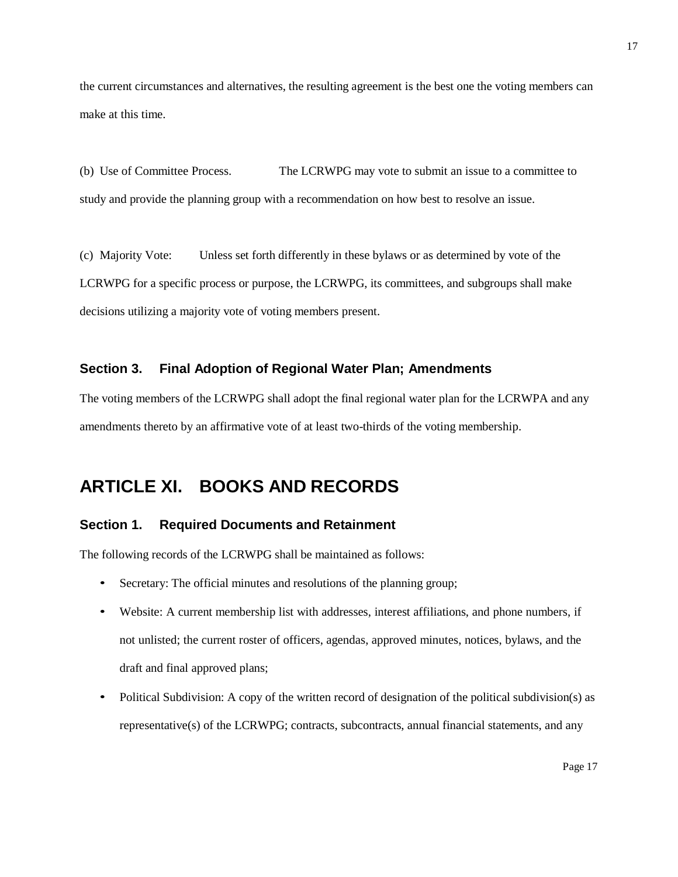the current circumstances and alternatives, the resulting agreement is the best one the voting members can make at this time.

(b) Use of Committee Process. The LCRWPG may vote to submit an issue to a committee to study and provide the planning group with a recommendation on how best to resolve an issue.

(c) Majority Vote: Unless set forth differently in these bylaws or as determined by vote of the LCRWPG for a specific process or purpose, the LCRWPG, its committees, and subgroups shall make decisions utilizing a majority vote of voting members present.

### Section 3. Final Adoption of Regional Water Plan; Amendments

The voting members of the LCRWPG shall adopt the final regional water plan for the LCRWPA and any amendments thereto by an affirmative vote of at least two-thirds of the voting membership.

## ARTICLE XI. BOOKS AND RECORDS

### Section 1. Required Documents and Retainment

The following records of the LCRWPG shall be maintained as follows:

- Secretary: The official minutes and resolutions of the planning group;
- Website: A current membership list with addresses, interest affiliations, and phone numbers, if not unlisted; the current roster of officers, agendas, approved minutes, notices, bylaws, and the draft and final approved plans;
- Political Subdivision: A copy of the written record of designation of the political subdivision(s) as representative(s) of the LCRWPG; contracts, subcontracts, annual financial statements, and any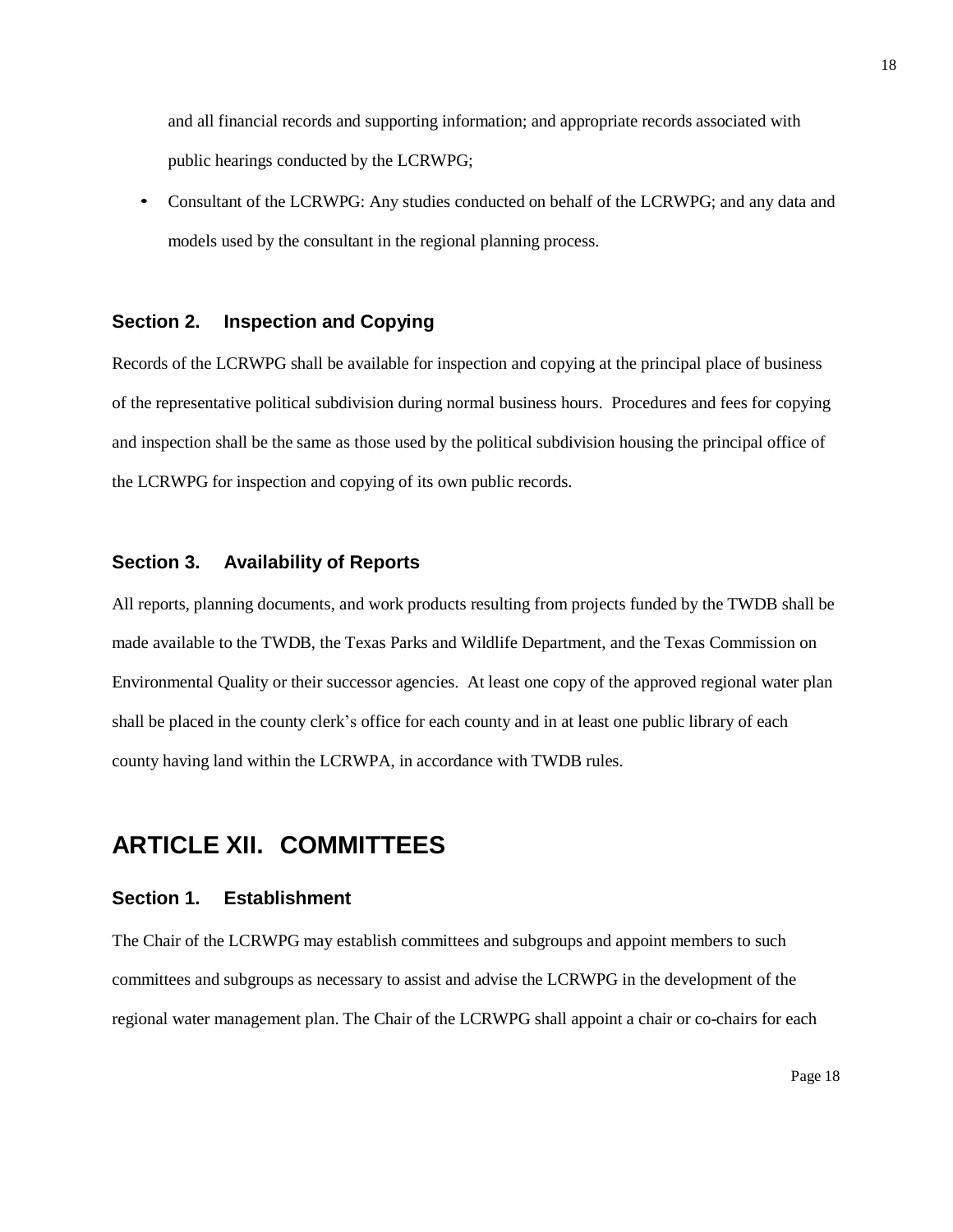and all financial records and supporting information; and appropriate records associated with public hearings conducted by the LCRWPG;

- Consultant of the LCRWPG: Any studies conducted on behalf of the LCRWPG; and any data and models used by the consultant in the regional planning process.

### Section 2. Inspection and Copying

Records of the LCRWPG shall be available for inspection and copying at the principal place of business of the representative political subdivision during normal business hours. Procedures and fees for copying and inspection shall be the same as those used by the political subdivision housing the principal office of the LCRWPG for inspection and copying of its own public records.

### Section 3. Availability of Reports

All reports, planning documents, and work products resulting from projects funded by the TWDB shall be made available to the TWDB, the Texas Parks and Wildlife Department, and the Texas Commission on Environmental Quality or their successor agencies. At least one copy of the approved regional water plan shall be placed in the county clerk's office for each county and in at least one public library of each county having land within the LCRWPA, in accordance with TWDB rules.

## ARTICLE XII. COMMITTEES

### Section 1. Establishment

The Chair of the LCRWPG may establish committees and subgroups and appoint members to such committees and subgroups as necessary to assist and advise the LCRWPG in the development of the regional water management plan. The Chair of the LCRWPG shall appoint a chair or co-chairs for each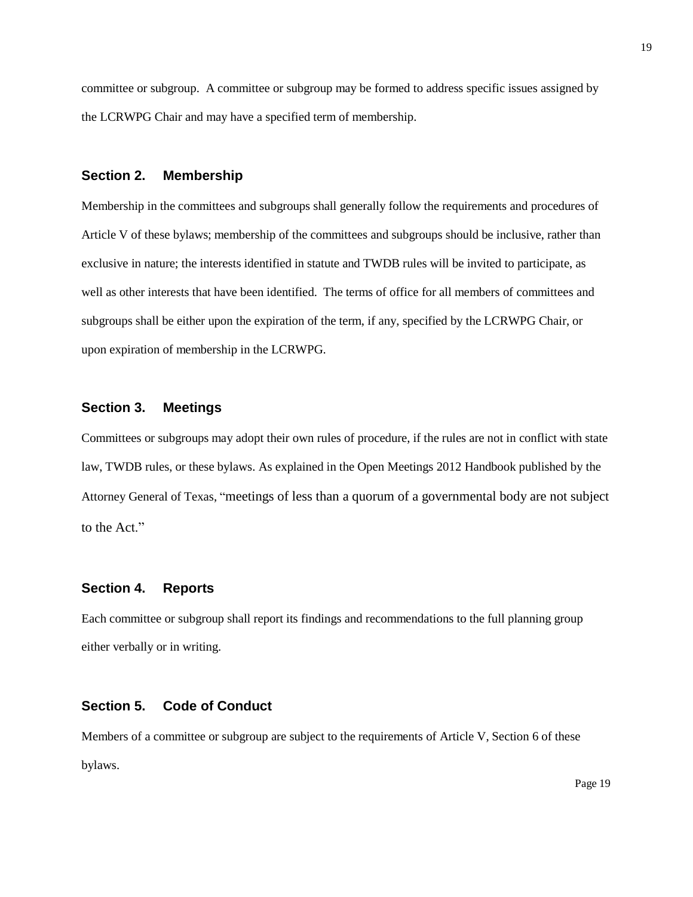committee or subgroup. A committee or subgroup may be formed to address specific issues assigned by the LCRWPG Chair and may have a specified term of membership.

### Section 2. Membership

Membership in the committees and subgroups shall generally follow the requirements and procedures of Article V of these bylaws; membership of the committees and subgroups should be inclusive, rather than exclusive in nature; the interests identified in statute and TWDB rules will be invited to participate, as well as other interests that have been identified. The terms of office for all members of committees and subgroups shall be either upon the expiration of the term, if any, specified by the LCRWPG Chair, or upon expiration of membership in the LCRWPG.

### Section 3. Meetings

Committees or subgroups may adopt their own rules of procedure, if the rules are not in conflict with state law, TWDB rules, or these bylaws. As explained in the Open Meetings 2012 Handbook published by the Attorney General of Texas, "meetings of less than a quorum of a governmental body are not subject to the Act."

### Section 4. Reports

Each committee or subgroup shall report its findings and recommendations to the full planning group either verbally or in writing.

### Section 5. Code of Conduct

Members of a committee or subgroup are subject to the requirements of Article V, Section 6 of these bylaws.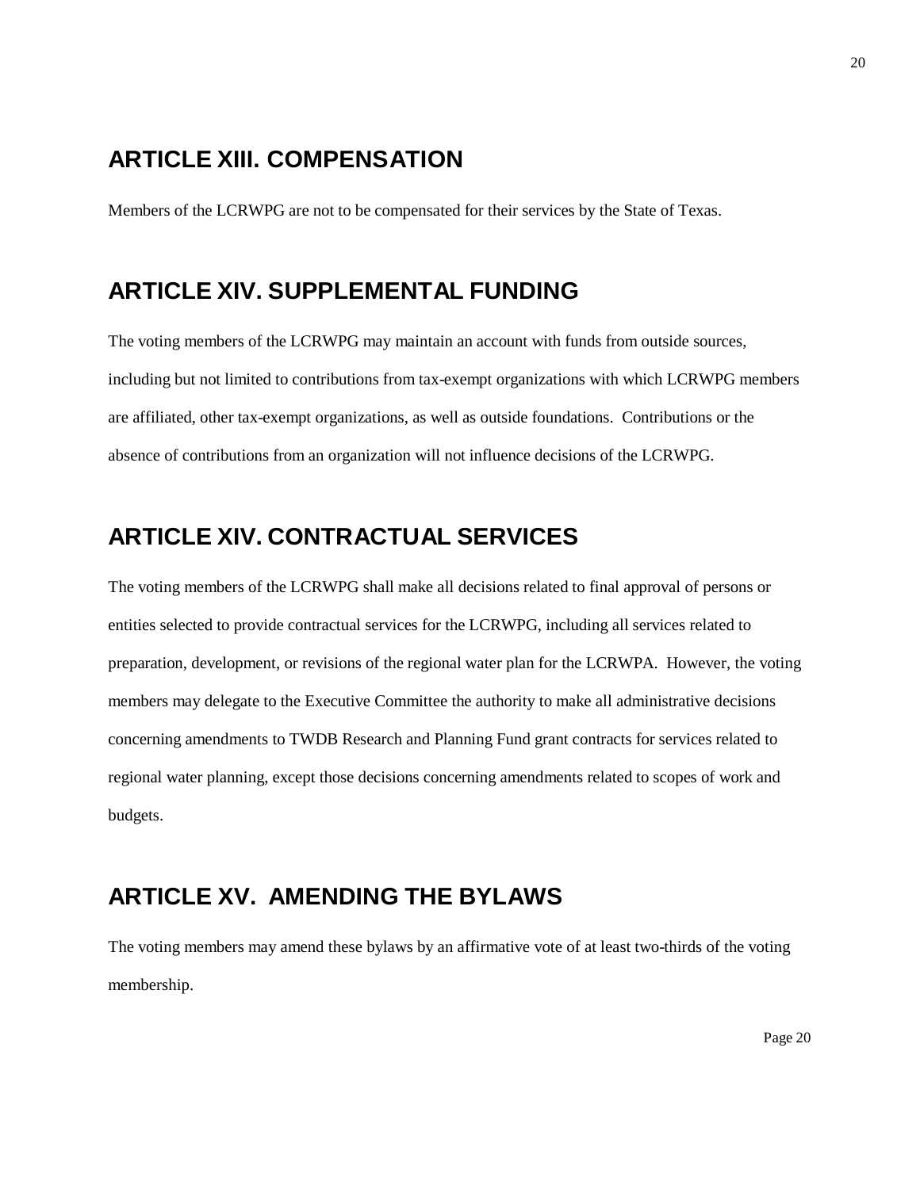## ARTICLE XIII. COMPENSATION

Members of the LCRWPG are not to be compensated for their services by the State of Texas.

## ARTICLE XIV. SUPPLEMENTAL FUNDING

The voting members of the LCRWPG may maintain an account with funds from outside sources, including but not limited to contributions from tax-exempt organizations with which LCRWPG members are affiliated, other tax-exempt organizations, as well as outside foundations. Contributions or the absence of contributions from an organization will not influence decisions of the LCRWPG.

## ARTICLE XIV. CONTRACTUAL SERVICES

The voting members of the LCRWPG shall make all decisions related to final approval of persons or entities selected to provide contractual services for the LCRWPG, including all services related to preparation, development, or revisions of the regional water plan for the LCRWPA. However, the voting members may delegate to the Executive Committee the authority to make all administrative decisions concerning amendments to TWDB Research and Planning Fund grant contracts for services related to regional water planning, except those decisions concerning amendments related to scopes of work and budgets.

## ARTICLE XV. AMENDING THE BYLAWS

The voting members may amend these bylaws by an affirmative vote of at least two-thirds of the voting membership.